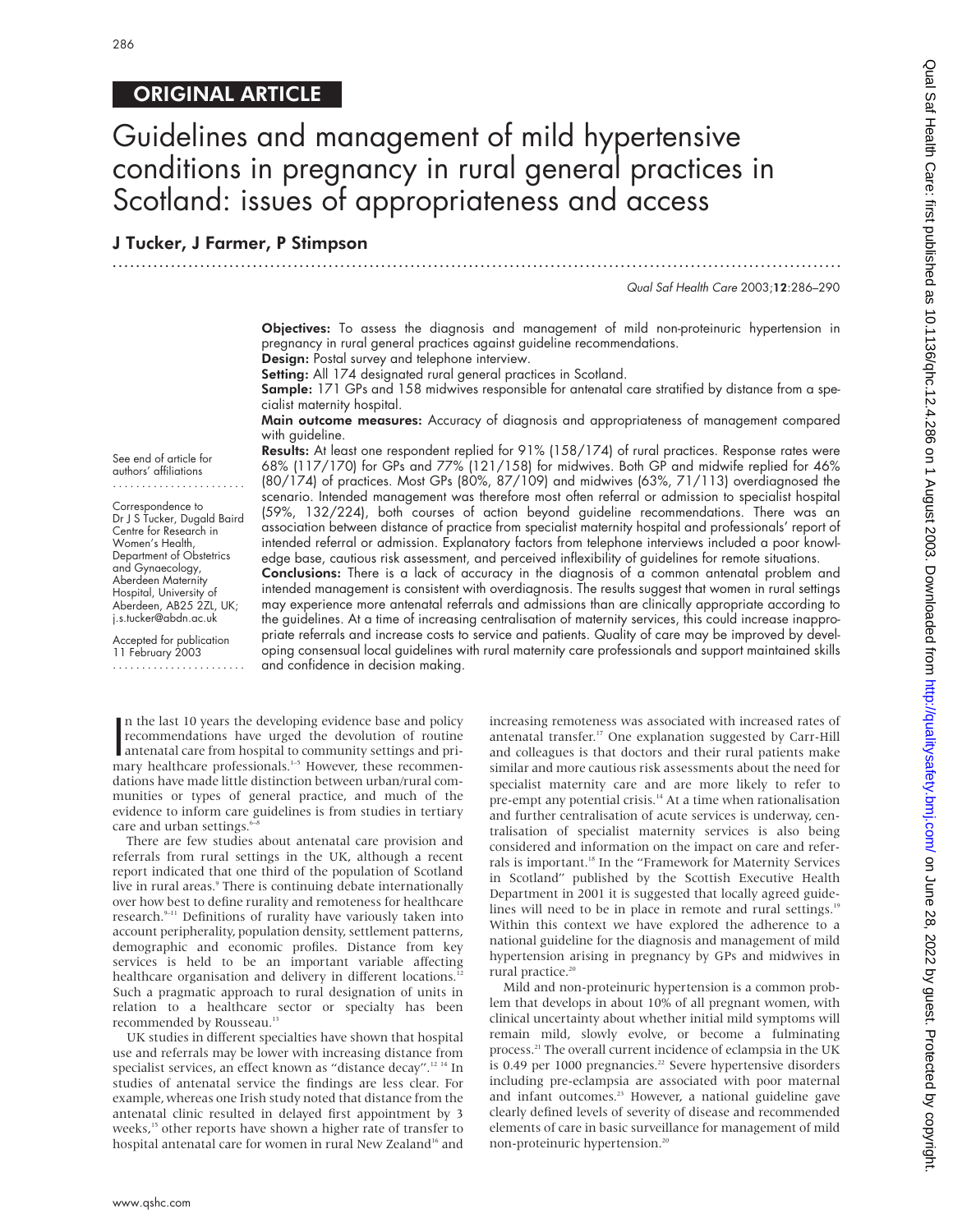ORIGINAL ARTICLE

# Guidelines and management of mild hypertensive conditions in pregnancy in rural general practices in Scotland: issues of appropriateness and access

**J Tucker, J Farmer, P Stimpson**

See end of article for authors' affiliations

Correspondence to Dr J S Tucker, Dugald Baird Centre for Research in Women's Health, Department of Obstetrics and Gynaecology, Aberdeen Maternity Hospital, University of Aberdeen, AB25 2ZL, UK; j.s.tucker@abdn.ac.uk

Accepted for publication 11 February 2003

**Objectives:** To assess the diagnosis and management of mild non-proteinuric hypertension in pregnancy in rural general practices against guideline recommendations.

**Design:** Postal survey and telephone interview.

**Setting:** All 174 designated rural general practices in Scotland.

**Sample:** 171 GPs and 158 midwives responsible for antenatal care stratified by distance from a specialist maternity hospital.

**Main outcome measures:** Accuracy of diagnosis and appropriateness of management compared with guideline.

**Results:** At least one respondent replied for 91% (158/174) of rural practices. Response rates were 68% (117/170) for GPs and 77% (121/158) for midwives. Both GP and midwife replied for 46% (80/174) of practices. Most GPs (80%, 87/109) and midwives (63%, 71/113) overdiagnosed the scenario. Intended management was therefore most often referral or admission to specialist hospital (59%, 132/224), both courses of action beyond guideline recommendations. There was an association between distance of practice from specialist maternity hospital and professionals' report of intended referral or admission. Explanatory factors from telephone interviews included a poor knowledge base, cautious risk assessment, and perceived inflexibility of guidelines for remote situations.

**Conclusions:** There is a lack of accuracy in the diagnosis of a common antenatal problem and intended management is consistent with overdiagnosis. The results suggest that women in rural settings may experience more antenatal referrals and admissions than are clinically appropriate according to the guidelines. At a time of increasing centralisation of maternity services, this could increase inappropriate referrals and increase costs to service and patients. Quality of care may be improved by developing consensual local guidelines with rural maternity care professionals and support maintained skills and confidence in decision making.

In the last 10 years the developing evidence base and policy recommendations have urged the devolution of routine antenatal care from hospital to community settings and primary healthcare professionals.[1–5] However, these recommendations have made little distinction between urban/rural communities or types of general practice, and much of the evidence to inform care guidelines is from studies in tertiary care and urban settings.[6–8]

There are few studies about antenatal care provision and referrals from rural settings in the UK, although a recent report indicated that one third of the population of Scotland live in rural areas.[9] There is continuing debate internationally over how best to define rurality and remoteness for healthcare research.[9–11] Definitions of rurality have variously taken into account peripherality, population density, settlement patterns, demographic and economic profiles. Distance from key services is held to be an important variable affecting healthcare organisation and delivery in different locations.[12] Such a pragmatic approach to rural designation of units in relation to a healthcare sector or specialty has been recommended by Rousseau.[13]

UK studies in different specialties have shown that hospital use and referrals may be lower with increasing distance from specialist services, an effect known as "distance decay".[12 14] In studies of antenatal service the findings are less clear. For example, whereas one Irish study noted that distance from the antenatal clinic resulted in delayed first appointment by 3 weeks,[15] other reports have shown a higher rate of transfer to hospital antenatal care for women in rural New Zealand[16] and increasing remoteness was associated with increased rates of antenatal transfer.[17] One explanation suggested by Carr-Hill and colleagues is that doctors and their rural patients make similar and more cautious risk assessments about the need for specialist maternity care and are more likely to refer to pre-empt any potential crisis.[14] At a time when rationalisation and further centralisation of acute services is underway, centralisation of specialist maternity services is also being considered and information on the impact on care and referrals is important.[18] In the "Framework for Maternity Services in Scotland" published by the Scottish Executive Health Department in 2001 it is suggested that locally agreed guidelines will need to be in place in remote and rural settings.[19] Within this context we have explored the adherence to a national guideline for the diagnosis and management of mild hypertension arising in pregnancy by GPs and midwives in rural practice.[20]

Mild and non-proteinuric hypertension is a common problem that develops in about 10% of all pregnant women, with clinical uncertainty about whether initial mild symptoms will remain mild, slowly evolve, or become a fulminating process.[21] The overall current incidence of eclampsia in the UK is 0.49 per 1000 pregnancies.[22] Severe hypertensive disorders including pre-eclampsia are associated with poor maternal and infant outcomes.[23] However, a national guideline gave clearly defined levels of severity of disease and recommended elements of care in basic surveillance for management of mild non-proteinuric hypertension.[20]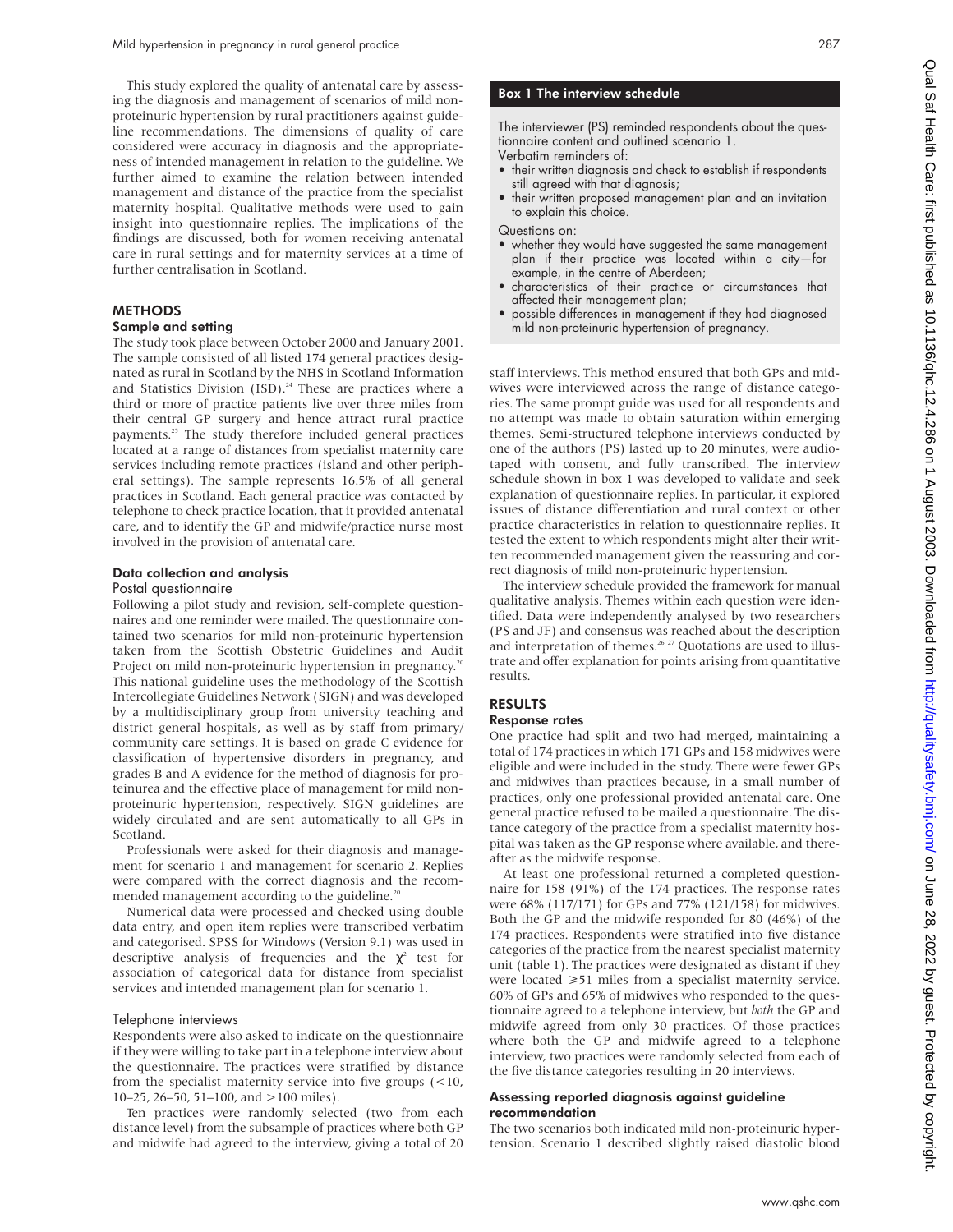This study explored the quality of antenatal care by assessing the diagnosis and management of scenarios of mild non-proteinuric hypertension by rural practitioners against guideline recommendations. The dimensions of quality of care considered were accuracy in diagnosis and the appropriateness of intended management in relation to the guideline. We further aimed to examine the relation between intended management and distance of the practice from the specialist maternity hospital. Qualitative methods were used to gain insight into questionnaire replies. The implications of the findings are discussed, both for women receiving antenatal care in rural settings and for maternity services at a time of further centralisation in Scotland.

## METHODS

### Sample and setting

The study took place between October 2000 and January 2001. The sample consisted of all listed 174 general practices designated as rural in Scotland by the NHS in Scotland Information and Statistics Division (ISD).[24] These are practices where a third or more of practice patients live over three miles from their central GP surgery and hence attract rural practice payments.[25] The study therefore included general practices located at a range of distances from specialist maternity care services including remote practices (island and other peripheral settings). The sample represents 16.5% of all general practices in Scotland. Each general practice was contacted by telephone to check practice location, that it provided antenatal care, and to identify the GP and midwife/practice nurse most involved in the provision of antenatal care.

### Data collection and analysis

#### Postal questionnaire

Following a pilot study and revision, self-complete questionnaires and one reminder were mailed. The questionnaire contained two scenarios for mild non-proteinuric hypertension taken from the Scottish Obstetric Guidelines and Audit Project on mild non-proteinuric hypertension in pregnancy.[20] This national guideline uses the methodology of the Scottish Intercollegiate Guidelines Network (SIGN) and was developed by a multidisciplinary group from university teaching and district general hospitals, as well as by staff from primary/community care settings. It is based on grade C evidence for classification of hypertensive disorders in pregnancy, and grades B and A evidence for the method of diagnosis for proteinurea and the effective place of management for mild non-proteinuric hypertension, respectively. SIGN guidelines are widely circulated and are sent automatically to all GPs in Scotland.

Professionals were asked for their diagnosis and management for scenario 1 and management for scenario 2. Replies were compared with the correct diagnosis and the recommended management according to the guideline.[20]

Numerical data were processed and checked using double data entry, and open item replies were transcribed verbatim and categorised. SPSS for Windows (Version 9.1) was used in descriptive analysis of frequencies and the $\chi^2$ test for association of categorical data for distance from specialist services and intended management plan for scenario 1.

#### Telephone interviews

Respondents were also asked to indicate on the questionnaire if they were willing to take part in a telephone interview about the questionnaire. The practices were stratified by distance from the specialist maternity service into five groups (<10, 10–25, 26–50, 51–100, and >100 miles).

Ten practices were randomly selected (two from each distance level) from the subsample of practices where both GP and midwife had agreed to the interview, giving a total of 20 staff interviews. This method ensured that both GPs and midwives were interviewed across the range of distance categories. The same prompt guide was used for all respondents and no attempt was made to obtain saturation within emerging themes. Semi-structured telephone interviews conducted by one of the authors (PS) lasted up to 20 minutes, were audiotaped with consent, and fully transcribed. The interview schedule shown in box 1 was developed to validate and seek explanation of questionnaire replies. In particular, it explored issues of disease differentiation and rural context or other practice characteristics in relation to questionnaire replies. It tested the extent to which respondents might alter their written recommended management given the reassuring and correct diagnosis of mild non-proteinuric hypertension.

**Box 1 The interview schedule**

The interviewer (PS) reminded respondents about the questionnaire content and outlined scenario 1.

Verbatim reminders of:

- their written diagnosis and check to establish if respondents still agreed with that diagnosis;
- their written proposed management plan and an invitation to explain this choice.

Questions on:

- whether they would have suggested the same management plan if their practice was located within a city—for example, in the centre of Aberdeen;
- characteristics of their practice or circumstances that affected their management plan;
- possible differences in management if they had diagnosed mild non-proteinuric hypertension of pregnancy.

The interview schedule provided the framework for manual qualitative analysis. Themes within each question were identified. Data were independently analysed by two researchers (PS and JF) and consensus was reached about the description and interpretation of themes.[26,27] Quotations are used to illustrate and offer explanation for points arising from quantitative results.

## RESULTS

### Response rates

One practice had split and two had merged, maintaining a total of 174 practices in which 171 GPs and 158 midwives were eligible and were included in the study. There were fewer GPs and midwives than practices because, in a small number of practices, only one professional provided antenatal care. One general practice refused to be mailed a questionnaire. The distance category of the practice from a specialist maternity hospital was taken as the GP response where available, and thereafter as the midwife response.

At least one professional returned a completed questionnaire for 158 (91%) of the 174 practices. The response rates were 68% (117/171) for GPs and 77% (121/158) for midwives. Both the GP and the midwife responded for 80 (46%) of the 174 practices. Respondents were stratified into five distance categories of the practice from the nearest specialist maternity unit (table 1). The practices were designated as distant if they were located ≥51 miles from a specialist maternity service. 60% of GPs and 65% of midwives who responded to the questionnaire agreed to a telephone interview, but *both* the GP and midwife agreed from only 30 practices. Of those practices where both the GP and midwife agreed to a telephone interview, two practices were randomly selected from each of the five distance categories resulting in 20 interviews.

### Assessing reported diagnosis against guideline recommendation

The two scenarios both indicated mild non-proteinuric hypertension. Scenario 1 described slightly raised diastolic blood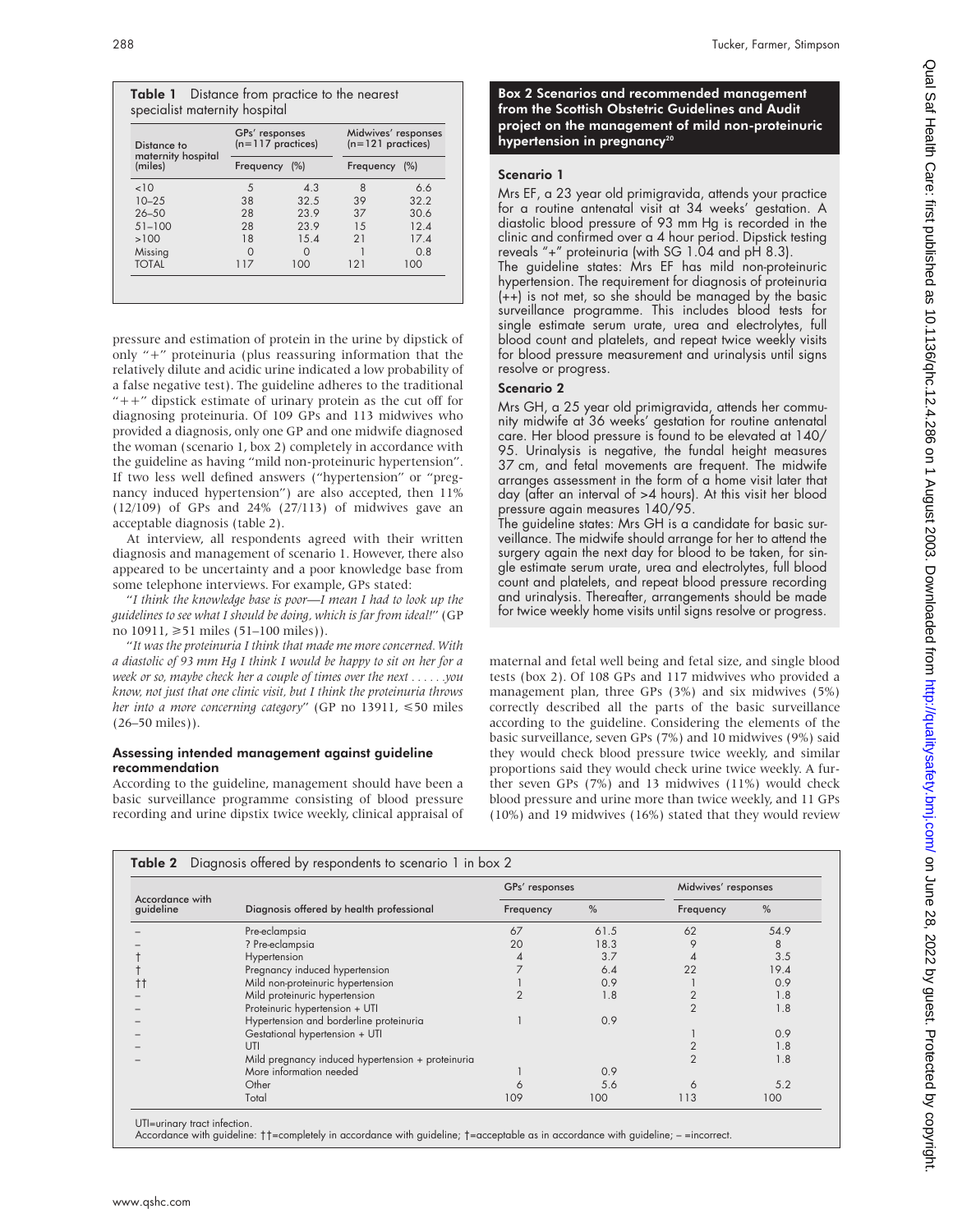**Table 1** Distance from practice to the nearest specialist maternity hospital

| Distance to maternity hospital (miles) | GPs' responses (n=117 practices) | | Midwives' responses (n=121 practices) | |
|---|---|---|---|---|
| | Frequency | (%) | Frequency | (%) |
| <10 | 5 | 4.3 | 8 | 6.6 |
| 10–25 | 38 | 32.5 | 39 | 32.2 |
| 26–50 | 28 | 23.9 | 37 | 30.6 |
| 51–100 | 28 | 23.9 | 15 | 12.4 |
| >100 | 18 | 15.4 | 21 | 17.4 |
| Missing | 0 | 0 | 1 | 0.8 |
| TOTAL | 117 | 100 | 121 | 100 |

pressure and estimation of protein in the urine by dipstick of only "+" proteinuria (plus reassuring information that the relatively dilute and acidic urine indicated a low probability of a false negative test). The guideline adheres to the traditional "++" dipstick estimate of urinary protein as the cut off for diagnosing proteinuria. Of 109 GPs and 113 midwives who provided a diagnosis, only one GP and one midwife diagnosed the woman (scenario 1, box 2) completely in accordance with the guideline as having "mild non-proteinuric hypertension". If two less well defined answers ("hypertension" or "pregnancy induced hypertension") are also accepted, then 11% (12/109) of GPs and 24% (27/113) of midwives gave an acceptable diagnosis (table 2).

At interview, all respondents agreed with their written diagnosis and management of scenario 1. However, there also appeared to be uncertainty and a poor knowledge base from some telephone interviews. For example, GPs stated:

*"I think the knowledge base is poor—I mean I had to look up the guidelines to see what I should be doing, which is far from ideal!"* (GP no 10911, ≥51 miles (51–100 miles)).

*"It was the proteinuria I think that made me more concerned. With a diastolic of 93 mm Hg I think I would be happy to sit on her for a week or so, maybe check her a couple of times over the next . . . . . .you know, not just that one clinic visit, but I think the proteinuria throws her into a more concerning category"* (GP no 13911, ≤50 miles (26–50 miles)).

### Assessing intended management against guideline recommendation

According to the guideline, management should have been a basic surveillance programme consisting of blood pressure recording and urine dipstix twice weekly, clinical appraisal of maternal and fetal well being and fetal size, and single blood tests (box 2). Of 108 GPs and 117 midwives who provided a management plan, three GPs (3%) and six midwives (5%) correctly described all the parts of the basic surveillance according to the guideline. Considering the elements of the basic surveillance, seven GPs (7%) and 10 midwives (9%) said they would check blood pressure twice weekly, and similar proportions said they would check urine twice weekly. A further seven GPs (7%) and 13 midwives (11%) would check blood pressure and urine more than twice weekly, and 11 GPs (10%) and 19 midwives (16%) stated that they would review

**Box 2 Scenarios and recommended management from the Scottish Obstetric Guidelines and Audit project on the management of mild non-proteinuric hypertension in pregnancy[20]**

**Scenario 1**

Mrs EF, a 23 year old primigravida, attends your practice for a routine antenatal visit at 34 weeks' gestation. A diastolic blood pressure of 93 mm Hg is recorded in the clinic and confirmed over a 4 hour period. Dipstick testing reveals "+" proteinuria (with SG 1.04 and pH 8.3).

The guideline states: Mrs EF has mild non-proteinuric hypertension. The requirement for diagnosis of proteinuria (++) is not met, so she should be managed by the basic surveillance programme. This includes blood tests for single estimate serum urate, urea and electrolytes, full blood count and platelets, and repeat twice weekly visits for blood pressure measurement and urinalysis until signs resolve or progress.

**Scenario 2**

Mrs GH, a 25 year old primigravida, attends her community midwife at 36 weeks' gestation for routine antenatal care. Her blood pressure is found to be elevated at 140/95. Urinalysis is negative, the fundal height measures 37 cm, and fetal movements are frequent. The midwife arranges assessment in the form of a home visit later that day (after an interval of >4 hours). At this visit her blood pressure again measures 140/95.

The guideline states: Mrs GH is a candidate for basic surveillance. The midwife should arrange for her to attend the surgery again the next day for blood to be taken, for single estimate serum urate, urea and electrolytes, full blood count and platelets, and repeat blood pressure recording and urinalysis. Thereafter, arrangements should be made for twice weekly home visits until signs resolve or progress.

**Table 2** Diagnosis offered by respondents to scenario 1 in box 2

| Accordance with guideline | Diagnosis offered by health professional | GPs' responses | | Midwives' responses | |
|---|---|---|---|---|---|
| | | Frequency | % | Frequency | % |
| – | Pre-eclampsia | 67 | 61.5 | 62 | 54.9 |
| – | ? Pre-eclampsia | 20 | 18.3 | 9 | 8 |
| † | Hypertension | 4 | 3.7 | 4 | 3.5 |
| † | Pregnancy induced hypertension | 7 | 6.4 | 22 | 19.4 |
| †† | Mild non-proteinuric hypertension | 1 | 0.9 | 1 | 0.9 |
| – | Mild proteinuric hypertension | 2 | 1.8 | 2 | 1.8 |
| – | Proteinuric hypertension + UTI | | | 2 | 1.8 |
| – | Hypertension and borderline proteinuria | 1 | 0.9 | | |
| – | Gestational hypertension + UTI | | | 1 | 0.9 |
| – | UTI | | | 2 | 1.8 |
| – | Mild pregnancy induced hypertension + proteinuria | | | 2 | 1.8 |
| | More information needed | 1 | 0.9 | | |
| | Other | 6 | 5.6 | 6 | 5.2 |
| | Total | 109 | 100 | 113 | 100 |

UTI=urinary tract infection.
Accordance with guideline: ††=completely in accordance with guideline; †=acceptable as in accordance with guideline; – =incorrect.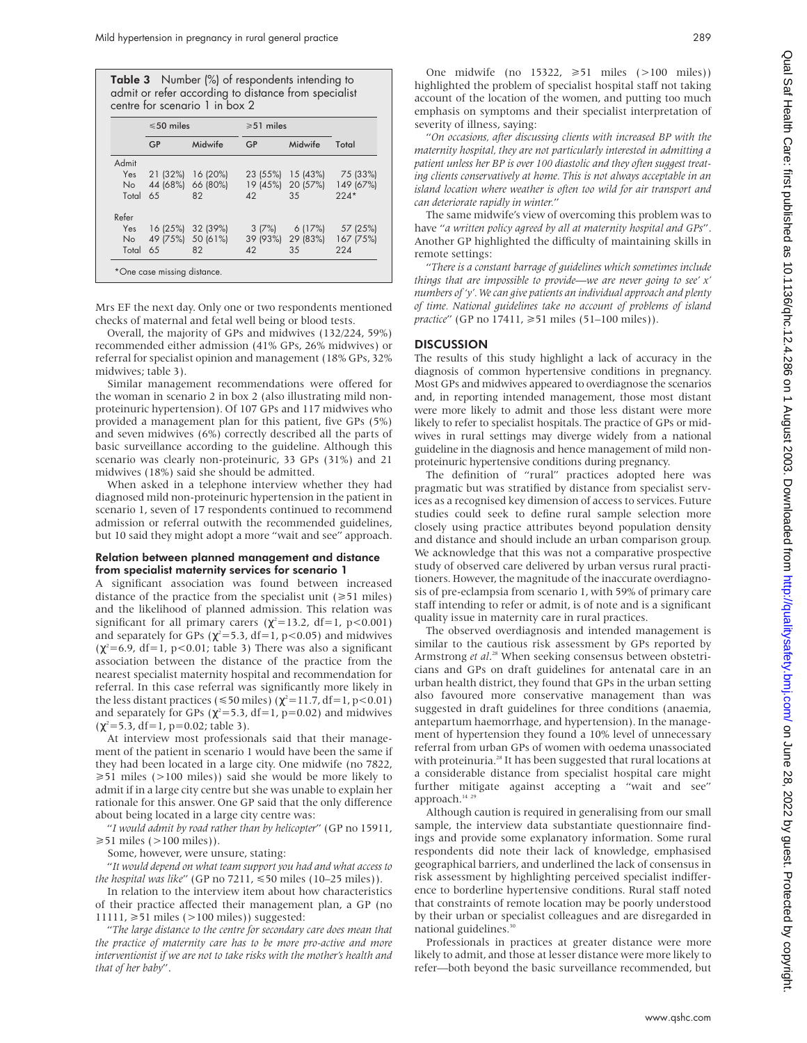**Table 3** Number (%) of respondents intending to admit or refer according to distance from specialist centre for scenario 1 in box 2

| | ⩽50 miles | | ⩾51 miles | | |
|---|---|---|---|---|---|
| | GP | Midwife | GP | Midwife | Total |
| Admit | | | | | |
| Yes | 21 (32%) | 16 (20%) | 23 (55%) | 15 (43%) | 75 (33%) |
| No | 44 (68%) | 66 (80%) | 19 (45%) | 20 (57%) | 149 (67%) |
| Total | 65 | 82 | 42 | 35 | 224* |
| Refer | | | | | |
| Yes | 16 (25%) | 32 (39%) | 3 (7%) | 6 (17%) | 57 (25%) |
| No | 49 (75%) | 50 (61%) | 39 (93%) | 29 (83%) | 167 (75%) |
| Total | 65 | 82 | 42 | 35 | 224 |

*One case missing distance.

Mrs EF the next day. Only one or two respondents mentioned checks of maternal and fetal well being or blood tests.

Overall, the majority of GPs and midwives (132/224, 59%) recommended either admission (41% GPs, 26% midwives) or referral for specialist opinion and management (18% GPs, 32% midwives; table 3).

Similar management recommendations were offered for the woman in scenario 2 in box 2 (also illustrating mild non-proteinuric hypertension). Of 107 GPs and 117 midwives who provided a management plan for this patient, five GPs (5%) and seven midwives (6%) correctly described all the parts of basic surveillance according to the guideline. Although this scenario was clearly non-proteinuric, 33 GPs (31%) and 21 midwives (18%) said she should be admitted.

When asked in a telephone interview whether they had diagnosed mild non-proteinuric hypertension in the patient in scenario 1, seven of 17 respondents continued to recommend admission or referral outwith the recommended guidelines, but 10 said they might adopt a more "wait and see" approach.

### Relation between planned management and distance from specialist maternity services for scenario 1

A significant association was found between increased distance of the practice from the specialist unit (⩾51 miles) and the likelihood of planned admission. This relation was significant for all primary carers ($\chi^2=13.2$, df=1, $p<0.001$) and separately for GPs ($\chi^2=5.3$, df=1, $p<0.05$) and midwives ($\chi^2=6.9$, df=1, $p<0.01$; table 3) There was also a significant association between the distance of the practice from the nearest specialist maternity hospital and recommendation for referral. In this case referral was significantly more likely in the less distant practices (⩽50 miles) ($\chi^2=11.7$, df=1, $p<0.01$) and separately for GPs ($\chi^2=5.3$, df=1, p=0.02) and midwives ($\chi^2=5.3$, df=1, p=0.02; table 3).

At interview most professionals said that their management of the patient in scenario 1 would have been the same if they had been located in a large city. One midwife (no 7822, ⩾51 miles (>100 miles)) said she would be more likely to admit if in a large city centre but she was unable to explain her rationale for this answer. One GP said that the only difference about being located in a large city centre was:

"*I would admit by road rather than by helicopter*" (GP no 15911, ⩾51 miles (>100 miles)).

Some, however, were unsure, stating:

"*It would depend on what team support you had and what access to the hospital was like*" (GP no 7211, ⩽50 miles (10–25 miles)).

In relation to the interview item about how characteristics of their practice affected their management plan, a GP (no 11111, ⩾51 miles (>100 miles)) suggested:

"*The large distance to the centre for secondary care does mean that the practice of maternity care has to be more pro-active and more interventionist if we are not to take risks with the mother's health and that of her baby*".

One midwife (no 15322, ⩾51 miles (>100 miles)) highlighted the problem of specialist hospital staff not taking account of the location of the women, and putting too much emphasis on symptoms and their specialist interpretation of severity of illness, saying:

"*On occasions, after discussing clients with increased BP with the maternity hospital, they are not particularly interested in admitting a patient unless her BP is over 100 diastolic and they often suggest treating clients conservatively at home. This is not always acceptable in an island location where weather is often too wild for air transport and can deteriorate rapidly in winter.*"

The same midwife's view of overcoming this problem was to have "*a written policy agreed by all at maternity hospital and GPs*". Another GP highlighted the difficulty of maintaining skills in remote settings:

"*There is a constant barrage of guidelines which sometimes include things that are impossible to provide—we are never going to see' x' numbers of 'y'. We can give patients an individual approach and plenty of time. National guidelines take no account of problems of island practice*" (GP no 17411, ⩾51 miles (51–100 miles)).

## DISCUSSION

The results of this study highlight a lack of accuracy in the diagnosis of common hypertensive conditions in pregnancy. Most GPs and midwives appeared to overdiagnose the scenarios and, in reporting intended management, those most distant were more likely to admit and those less distant were more likely to refer to specialist hospitals. The practice of GPs or midwives in rural settings may diverge widely from a national guideline in the diagnosis and hence management of mild non-proteinuric hypertensive conditions during pregnancy.

The definition of "rural" practices adopted here was pragmatic but was stratified by distance from specialist services as a recognised key dimension of access to services. Future studies could seek to define rural sample selection more closely using practice attributes beyond population density and distance and should include an urban comparison group. We acknowledge that this was not a comparative prospective study of observed care delivered by urban versus rural practitioners. However, the magnitude of the inaccurate overdiagnosis of pre-eclampsia from scenario 1, with 59% of primary care staff intending to refer or admit, is of note and is a significant quality issue in maternity care in rural practices.

The observed overdiagnosis and intended management is similar to the cautious risk assessment by GPs reported by Armstrong *et al*.[28] When seeking consensus between obstetricians and GPs on draft guidelines for antenatal care in an urban health district, they found that GPs in the urban setting also favoured more conservative management than was suggested in draft guidelines for three conditions (anaemia, antepartum haemorrhage, and hypertension). In the management of hypertension they found a 10% level of unnecessary referral from urban GPs of women with oedema unassociated with proteinuria.[28] It has been suggested that rural locations at a considerable distance from specialist hospital care might further mitigate against accepting a "wait and see" approach.[14 29]

Although caution is required in generalising from our small sample, the interview data substantiate questionnaire findings and provide some explanatory information. Some rural respondents did note their lack of knowledge, emphasised geographical barriers, and underlined the lack of consensus in risk assessment by highlighting perceived specialist indifference to borderline hypertensive conditions. Rural staff noted that constraints of remote location may be poorly understood by their urban or specialist colleagues and are disregarded in national guidelines.[30]

Professionals in practices at greater distance were more likely to admit, and those at lesser distance were more likely to refer—both beyond the basic surveillance recommended, but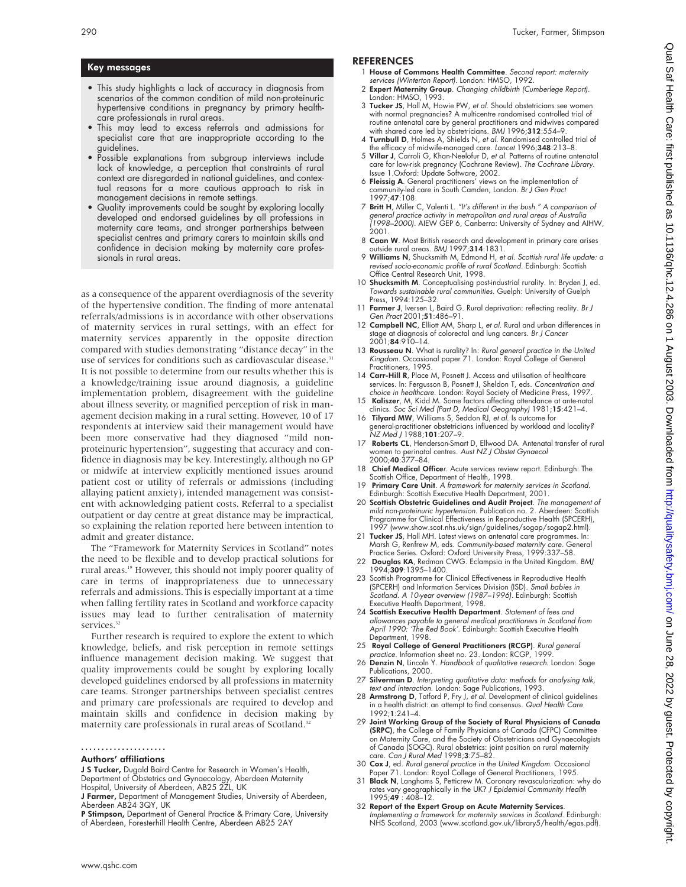## Key messages

- This study highlights a lack of accuracy in diagnosis from scenarios of the common condition of mild non-proteinuric hypertensive conditions in pregnancy by primary health-care professionals in rural areas.
- This may lead to excess referrals and admissions for specialist care that are inappropriate according to the guidelines.
- Possible explanations from subgroup interviews include lack of knowledge, a perception that constraints of rural context are disregarded in national guidelines, and contextual reasons for a more cautious approach to risk in management decisions in remote settings.
- Quality improvements could be sought by exploring locally developed and endorsed guidelines by all professions in maternity care teams, and stronger partnerships between specialist centres and primary carers to maintain skills and confidence in decision making by maternity care professionals in rural areas.

as a consequence of the apparent overdiagnosis of the severity of the hypertensive condition. The finding of more antenatal referrals/admissions is in accordance with other observations of maternity services in rural settings, with an effect for maternity services apparently in the opposite direction compared with studies demonstrating "distance decay" in the use of services for conditions such as cardiovascular disease.[31] It is not possible to determine from our results whether this is a knowledge/training issue around diagnosis, a guideline implementation problem, disagreement with the guideline about illness severity, or magnified perception of risk in management decision making in a rural setting. However, 10 of 17 respondents at interview said their management would have been more conservative had they diagnosed "mild non-proteinuric hypertension", suggesting that accuracy and confidence in diagnosis may be key. Interestingly, although no GP or midwife at interview explicitly mentioned issues around patient cost or utility of referrals or admissions (including allaying patient anxiety), intended management was consistent with acknowledging patient costs. Referral to a specialist outpatient or day centre at great distance may be impractical, so explaining the relation reported here between intention to admit and greater distance.

The "Framework for Maternity Services in Scotland" notes the need to be flexible and to develop practical solutions for rural areas.[19] However, this should not imply poorer quality of care in terms of inappropriateness due to unnecessary referrals and admissions. This is especially important at a time when falling fertility rates in Scotland and workforce capacity issues may lead to further centralisation of maternity services.[32]

Further research is required to explore the extent to which knowledge, beliefs, and risk perception in remote settings influence management decision making. We suggest that quality improvements could be sought by exploring locally developed guidelines endorsed by all professions in maternity care teams. Stronger partnerships between specialist centres and primary care professionals are required to develop and maintain skills and confidence in decision making by maternity care professionals in rural areas of Scotland.[32]

### Authors' affiliations

**J S Tucker,** Dugald Baird Centre for Research in Women's Health, Department of Obstetrics and Gynaecology, Aberdeen Maternity Hospital, University of Aberdeen, AB25 2ZL, UK
**J Farmer,** Department of Management Studies, University of Aberdeen, Aberdeen AB24 3QY, UK
**P Stimpson,** Department of General Practice & Primary Care, University of Aberdeen, Foresterhill Health Centre, Aberdeen AB25 2AY

## REFERENCES

1. **House of Commons Health Committee**. *Second report: maternity services (Winterton Report)*. London: HMSO, 1992.
2. **Expert Maternity Group**. *Changing childbirth (Cumberlege Report)*. London: HMSO, 1993.
3. **Tucker JS**, Hall M, Howie PW, *et al*. Should obstetricians see women with normal pregnancies? A multicentre randomised controlled trial of routine antenatal care by general practitioners and midwives compared with shared care led by obstetricians. *BMJ* 1996;**312**:554–9.
4. **Turnbull D**, Holmes A, Shields N, *et al*. Randomised controlled trial of the efficacy of midwife-managed care. *Lancet* 1996;**348**:213–8.
5. **Villar J**, Carroli G, Khan-Neelofur D, *et al*. Patterns of routine antenatal care for low-risk pregnancy (Cochrane Review). *The Cochrane Library*. Issue 1.Oxford: Update Software, 2002.
6. **Fleissig A**. General practitioners' views on the implementation of community-led care in South Camden, London. *Br J Gen Pract* 1997;**47**:108.
7. **Britt H**, Miller C, Valenti L. *"It's different in the bush." A comparison of general practice activity in metropolitan and rural areas of Australia (1998–2000)*. AIEW GEP 6, Canberra: University of Sydney and AIHW, 2001.
8. **Caan W**. Most British research and development in primary care arises outside rural areas. *BMJ* 1997;**314**:1831.
9. **Williams N**, Shucksmith M, Edmond H, *et al*. *Scottish rural life update: a revised socio-economic profile of rural Scotland*. Edinburgh: Scottish Office Central Research Unit, 1998.
10. **Shucksmith M**. Conceptualising post-industrial rurality. In: Bryden J, ed. *Towards sustainable rural communities*. Guelph: University of Guelph Press, 1994:125–32.
11. **Farmer J**, Iversen L, Baird G. Rural deprivation: reflecting reality. *Br J Gen Pract* 2001;**51**:486–91.
12. **Campbell NC**, Elliott AM, Sharp L, *et al*. Rural and urban differences in stage at diagnosis of colorectal and lung cancers. *Br J Cancer* 2001;**84**:910–14.
13. **Rousseau N**. What is rurality? In: *Rural general practice in the United Kingdom*. Occasional paper 71. London: Royal College of General Practitioners, 1995.
14. **Carr-Hill R**, Place M, Posnett J. Access and utilisation of healthcare services. In: Fergusson B, Posnett J, Sheldon T, eds. *Concentration and choice in healthcare*. London: Royal Society of Medicine Press, 1997.
15. **Kaliszer**, M, Kidd M. Some factors affecting attendance at ante-natal clinics. *Soc Sci Med (Part D, Medical Geography)* 1981;**15**:421–4.
16. **Tilyard MW**, Williams S, Seddon RJ, *et al*. Is outcome for general-practitioner obstetricians influenced by workload and locality? *NZ Med J* 1988;**101**:207–9.
17. **Roberts CL**, Henderson-Smart D, Ellwood DA. Antenatal transfer of rural women to perinatal centres. *Aust NZ J Obstet Gynaecol* 2000;**40**:377–84.
18. **Chief Medical Office**r. Acute services review report. Edinburgh: The Scottish Office, Department of Health, 1998.
19. **Primary Care Unit**. *A framework for maternity services in Scotland*. Edinburgh: Scottish Executive Health Department, 2001.
20. **Scottish Obstetric Guidelines and Audit Project**. *The management of mild non-proteinuric hypertension*. Publication no. 2. Aberdeen: Scottish Programme for Clinical Effectiveness in Reproductive Health (SPCERH), 1997 (www.show.scot.nhs.uk/sign/guidelines/sogap/sogap2.html).
21. **Tucker JS**, Hall MH. Latest views on antenatal care programmes. In: Marsh G, Renfrew M, eds. *Community-based maternity care*. General Practice Series. Oxford: Oxford University Press, 1999:337–58.
22. **Douglas KA**, Redman CWG. Eclampsia in the United Kingdom. *BMJ* 1994;**309**:1395–1400.
23. Scottish Programme for Clinical Effectiveness in Reproductive Health (SPCERH) and Information Services Division (ISD). *Small babies in Scotland. A 10-year overview (1987–1996)*. Edinburgh: Scottish Executive Health Department, 1998.
24. **Scottish Executive Health Department**. *Statement of fees and allowances payable to general medical practitioners in Scotland from April 1990: 'The Red Book'*. Edinburgh: Scottish Executive Health Department, 1998.
25. **Royal College of General Practitioners (RCGP)**. *Rural general practice*. Information sheet no. 23. London: RCGP, 1999.
26. **Denzin N**, Lincoln Y. *Handbook of qualitative research*. London: Sage Publications, 2000.
27. **Silverman D**. *Interpreting qualitative data: methods for analysing talk, text and interaction*. London: Sage Publications, 1993.
28. **Armstrong D**, Tatford P, Fry J, *et al*. Development of clinical guidelines in a health district: an attempt to find consensus. *Qual Health Care* 1992;**1**:241–4.
29. **Joint Working Group of the Society of Rural Physicians of Canada (SRPC)**, the College of Family Physicians of Canada (CFPC) Committee on Maternity Care, and the Society of Obstetricians and Gynaecologists of Canada (SOGC). Rural obstetrics: joint position on rural maternity care. *Can J Rural Med* 1998;**3**:75–82.
30. **Cox J**, ed. *Rural general practice in the United Kingdom*. Occasional Paper 71. London: Royal College of General Practitioners, 1995.
31. **Black N**, Langhams S, Petticrew M. Coronary revascularization: why do rates vary geographically in the UK? *J Epidemiol Community Health* 1995;**49** : 408–12.
32. **Report of the Expert Group on Acute Maternity Services**. *Implementing a framework for maternity services in Scotland*. Edinburgh: NHS Scotland, 2003 (www.scotland.gov.uk/library5/health/egas.pdf).